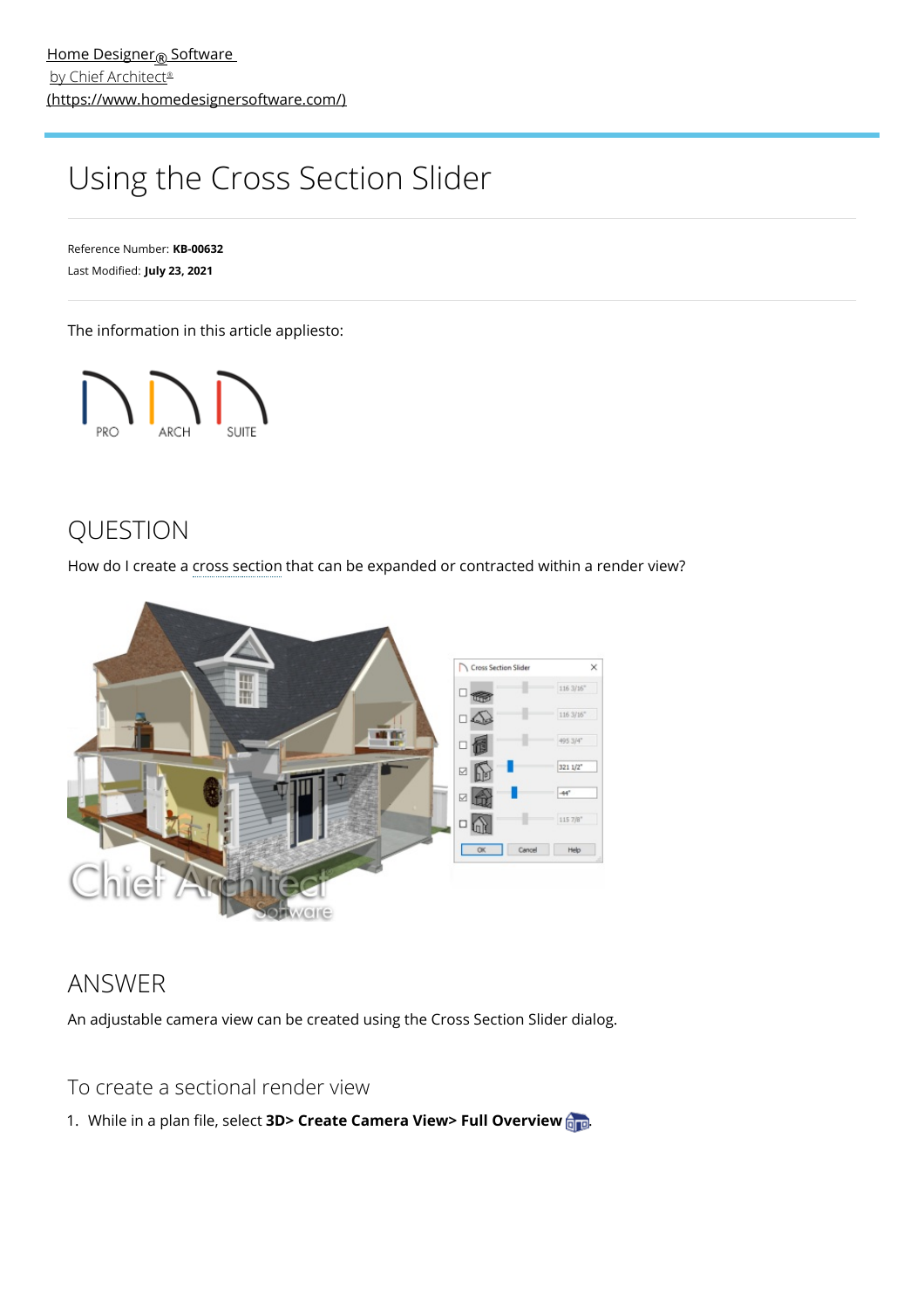Home Designer® Software
by Chief Architect®
(https://www.homedesignersoftware.com/)

# Using the Cross Section Slider

Reference Number: **KB-00632**
Last Modified: **July 23, 2021**

The information in this article appliesto:

PRO ARCH SUITE

## QUESTION

How do I create a cross section that can be expanded or contracted within a render view?

## ANSWER

An adjustable camera view can be created using the Cross Section Slider dialog.

### To create a sectional render view

1. While in a plan file, select **3D> Create Camera View> Full Overview** .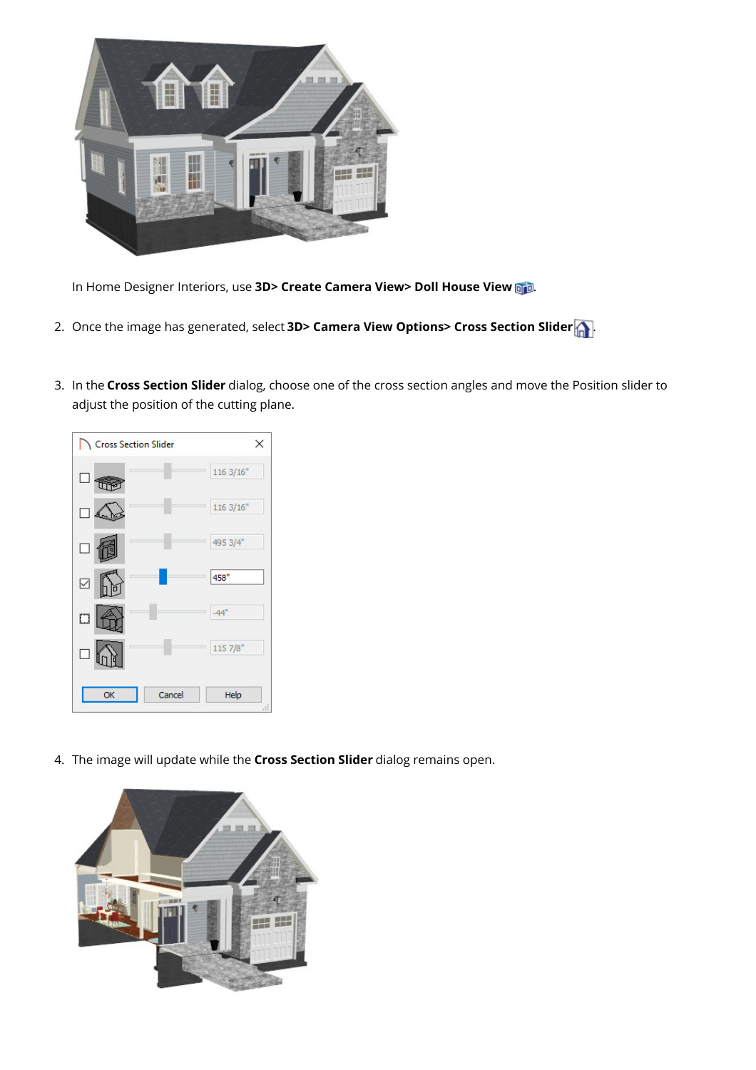In Home Designer Interiors, use **3D> Create Camera View> Doll House View**.

2. Once the image has generated, select **3D> Camera View Options> Cross Section Slider**.

3. In the **Cross Section Slider** dialog, choose one of the cross section angles and move the Position slider to adjust the position of the cutting plane.

4. The image will update while the **Cross Section Slider** dialog remains open.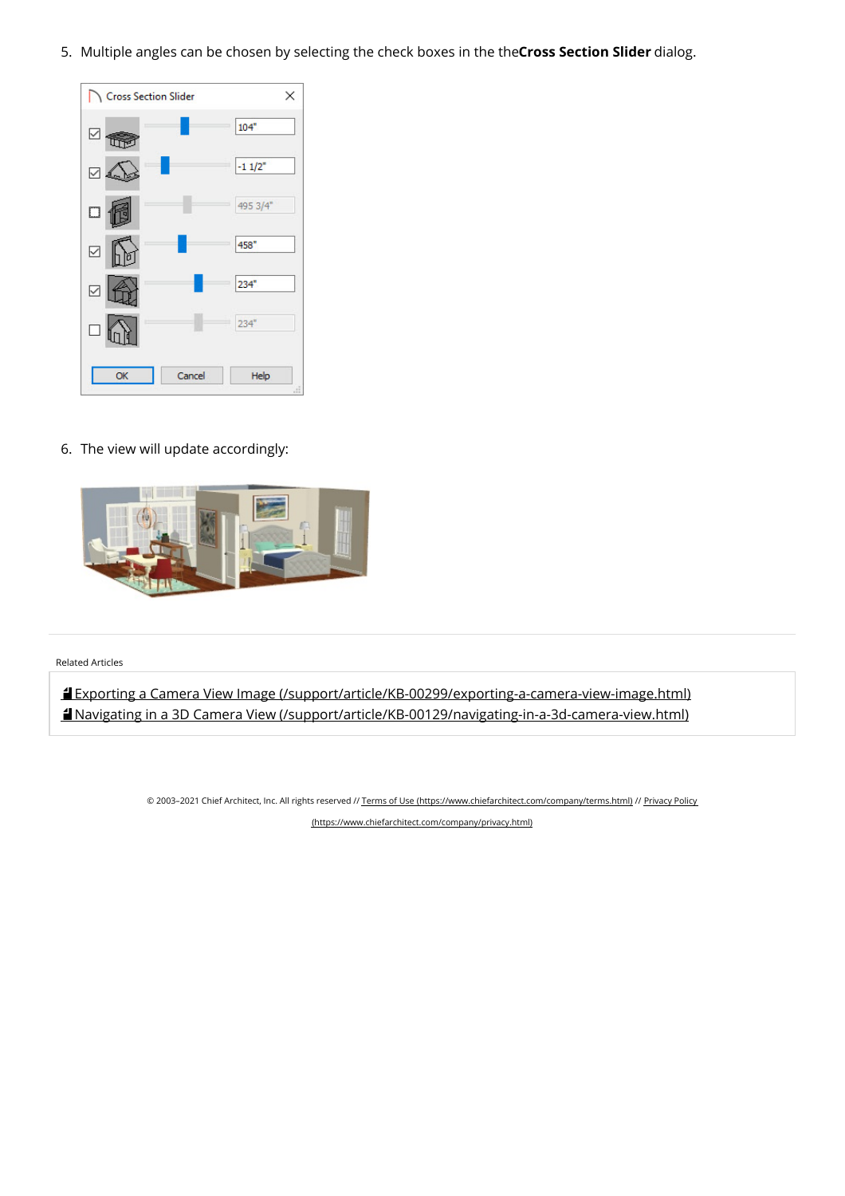5. Multiple angles can be chosen by selecting the check boxes in the the**Cross Section Slider** dialog.

6. The view will update accordingly:

Related Articles

[Exporting a Camera View Image (/support/article/KB-00299/exporting-a-camera-view-image.html)](/support/article/KB-00299/exporting-a-camera-view-image.html)
[Navigating in a 3D Camera View (/support/article/KB-00129/navigating-in-a-3d-camera-view.html)](/support/article/KB-00129/navigating-in-a-3d-camera-view.html)

© 2003–2021 Chief Architect, Inc. All rights reserved // Terms of Use (https://www.chiefarchitect.com/company/terms.html) // Privacy Policy (https://www.chiefarchitect.com/company/privacy.html)